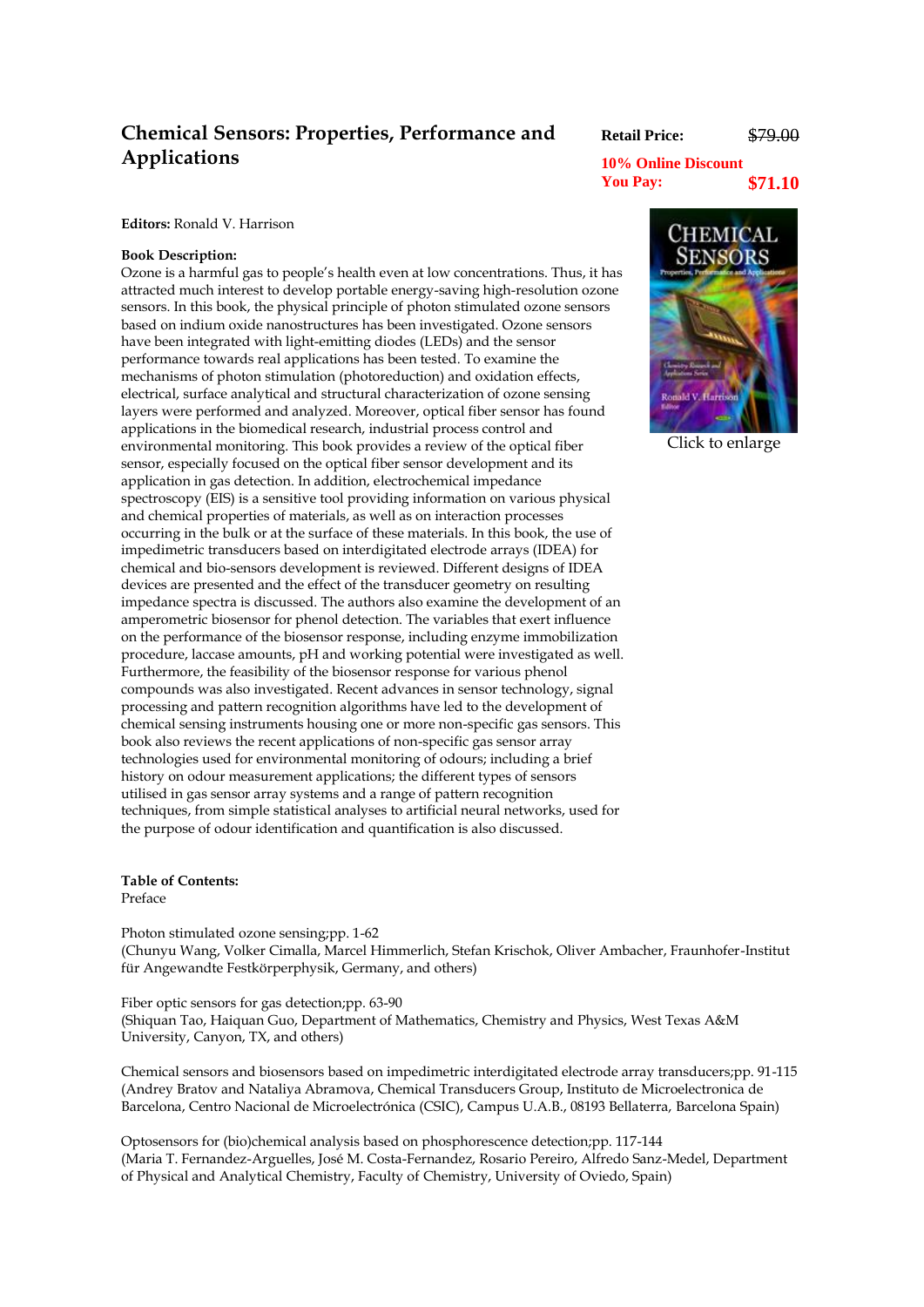# Chemical Sensors: Properties, Performance and Applications

**Retail Price:** ~~$79.00~~

**10% Online Discount**

**You Pay:** **$71.10**

Click to enlarge

**Editors:** Ronald V. Harrison

**Book Description:**

Ozone is a harmful gas to people's health even at low concentrations. Thus, it has attracted much interest to develop portable energy-saving high-resolution ozone sensors. In this book, the physical principle of photon stimulated ozone sensors based on indium oxide nanostructures has been investigated. Ozone sensors have been integrated with light-emitting diodes (LEDs) and the sensor performance towards real applications has been tested. To examine the mechanisms of photon stimulation (photoreduction) and oxidation effects, electrical, surface analytical and structural characterization of ozone sensing layers were performed and analyzed. Moreover, optical fiber sensor has found applications in the biomedical research, industrial process control and environmental monitoring. This book provides a review of the optical fiber sensor, especially focused on the optical fiber sensor development and its application in gas detection. In addition, electrochemical impedance spectroscopy (EIS) is a sensitive tool providing information on various physical and chemical properties of materials, as well as on interaction processes occurring in the bulk or at the surface of these materials. In this book, the use of impedimetric transducers based on interdigitated electrode arrays (IDEA) for chemical and bio-sensors development is reviewed. Different designs of IDEA devices are presented and the effect of the transducer geometry on resulting impedance spectra is discussed. The authors also examine the development of an amperometric biosensor for phenol detection. The variables that exert influence on the performance of the biosensor response, including enzyme immobilization procedure, laccase amounts, pH and working potential were investigated as well. Furthermore, the feasibility of the biosensor response for various phenol compounds was also investigated. Recent advances in sensor technology, signal processing and pattern recognition algorithms have led to the development of chemical sensing instruments housing one or more non-specific gas sensors. This book also reviews the recent applications of non-specific gas sensor array technologies used for environmental monitoring of odours; including a brief history on odour measurement applications; the different types of sensors utilised in gas sensor array systems and a range of pattern recognition techniques, from simple statistical analyses to artificial neural networks, used for the purpose of odour identification and quantification is also discussed.

**Table of Contents:**

Preface

Photon stimulated ozone sensing;pp. 1-62
(Chunyu Wang, Volker Cimalla, Marcel Himmerlich, Stefan Krischok, Oliver Ambacher, Fraunhofer-Institut für Angewandte Festkörperphysik, Germany, and others)

Fiber optic sensors for gas detection;pp. 63-90
(Shiquan Tao, Haiquan Guo, Department of Mathematics, Chemistry and Physics, West Texas A&M University, Canyon, TX, and others)

Chemical sensors and biosensors based on impedimetric interdigitated electrode array transducers;pp. 91-115
(Andrey Bratov and Nataliya Abramova, Chemical Transducers Group, Instituto de Microelectronica de Barcelona, Centro Nacional de Microelectrónica (CSIC), Campus U.A.B., 08193 Bellaterra, Barcelona Spain)

Optosensors for (bio)chemical analysis based on phosphorescence detection;pp. 117-144
(Maria T. Fernandez-Arguelles, José M. Costa-Fernandez, Rosario Pereiro, Alfredo Sanz-Medel, Department of Physical and Analytical Chemistry, Faculty of Chemistry, University of Oviedo, Spain)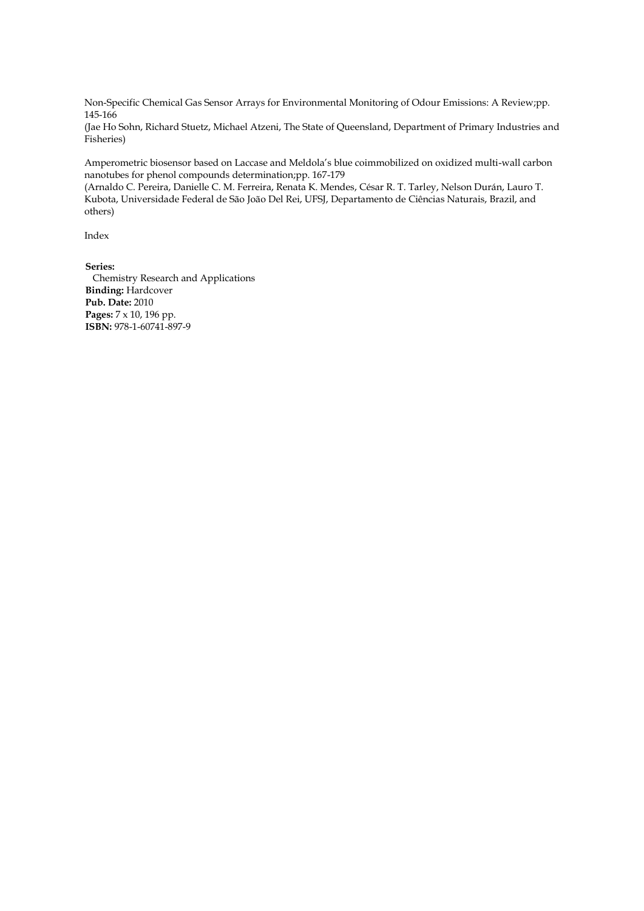Non-Specific Chemical Gas Sensor Arrays for Environmental Monitoring of Odour Emissions: A Review;pp. 145-166
(Jae Ho Sohn, Richard Stuetz, Michael Atzeni, The State of Queensland, Department of Primary Industries and Fisheries)

Amperometric biosensor based on Laccase and Meldola's blue coimmobilized on oxidized multi-wall carbon nanotubes for phenol compounds determination;pp. 167-179
(Arnaldo C. Pereira, Danielle C. M. Ferreira, Renata K. Mendes, César R. T. Tarley, Nelson Durán, Lauro T. Kubota, Universidade Federal de São João Del Rei, UFSJ, Departamento de Ciências Naturais, Brazil, and others)

Index

**Series:**
Chemistry Research and Applications
**Binding:** Hardcover
**Pub. Date:** 2010
**Pages:** 7 x 10, 196 pp.
**ISBN:** 978-1-60741-897-9